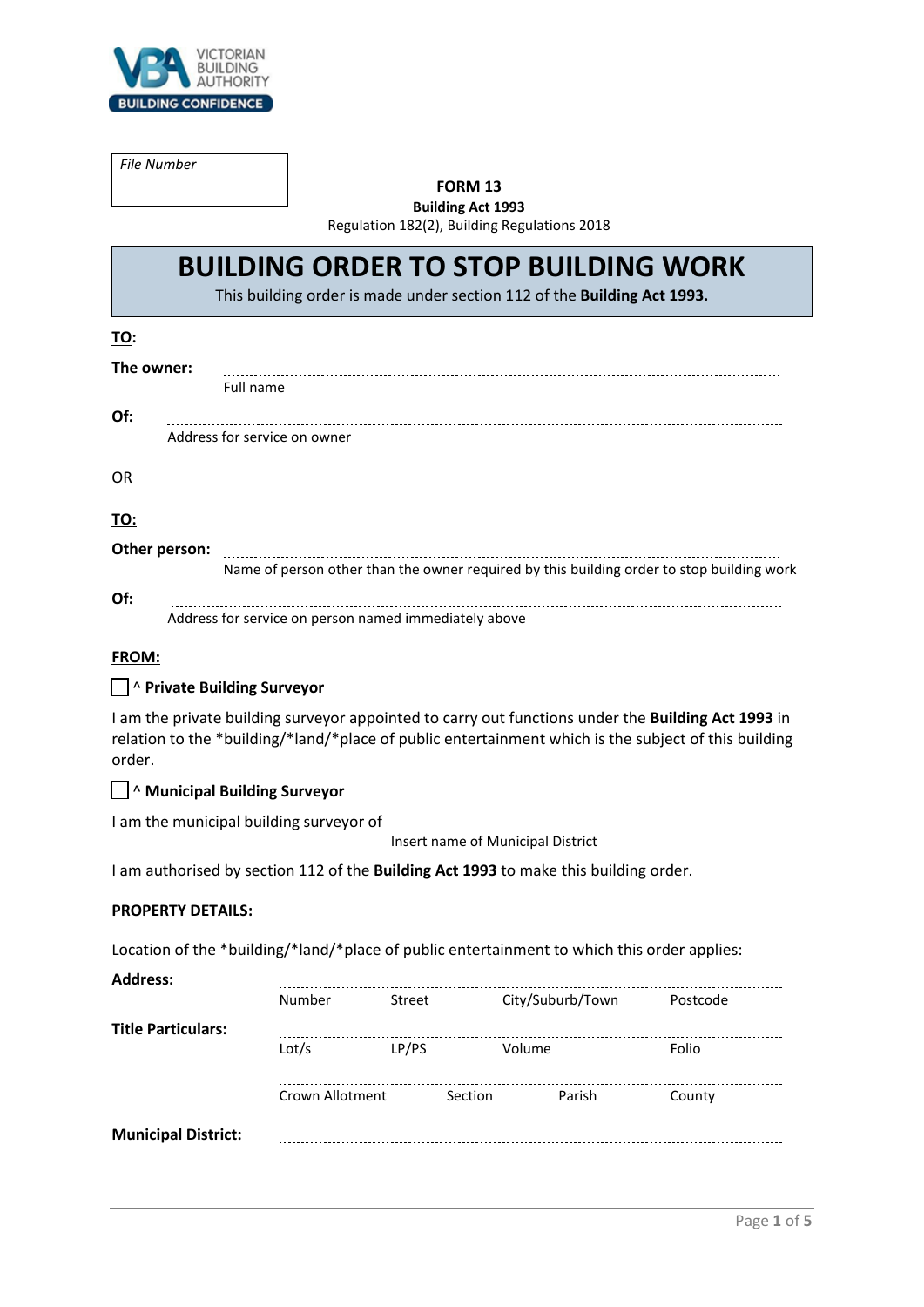File Number

**FORM 13**
**Building Act 1993**
Regulation 182(2), Building Regulations 2018

# BUILDING ORDER TO STOP BUILDING WORK

This building order is made under section 112 of the **Building Act 1993.**

**TO:**

**The owner:** ..................................................................................
Full name

**Of:** ..................................................................................
Address for service on owner

OR

**TO:**

**Other person:** ..................................................................................
Name of person other than the owner required by this building order to stop building work

**Of:** ..................................................................................
Address for service on person named immediately above

**FROM:**

☐ ^ **Private Building Surveyor**

I am the private building surveyor appointed to carry out functions under the **Building Act 1993** in relation to the *building/*land/*place of public entertainment which is the subject of this building order.

☐ ^ **Municipal Building Surveyor**

I am the municipal building surveyor of ..................................................................................
Insert name of Municipal District

I am authorised by section 112 of the **Building Act 1993** to make this building order.

**PROPERTY DETAILS:**

Location of the *building/*land/*place of public entertainment to which this order applies:

**Address:** ..................................................................................
Number Street City/Suburb/Town Postcode

**Title Particulars:** ..................................................................................
Lot/s LP/PS Volume Folio

..................................................................................
Crown Allotment Section Parish County

**Municipal District:** ..................................................................................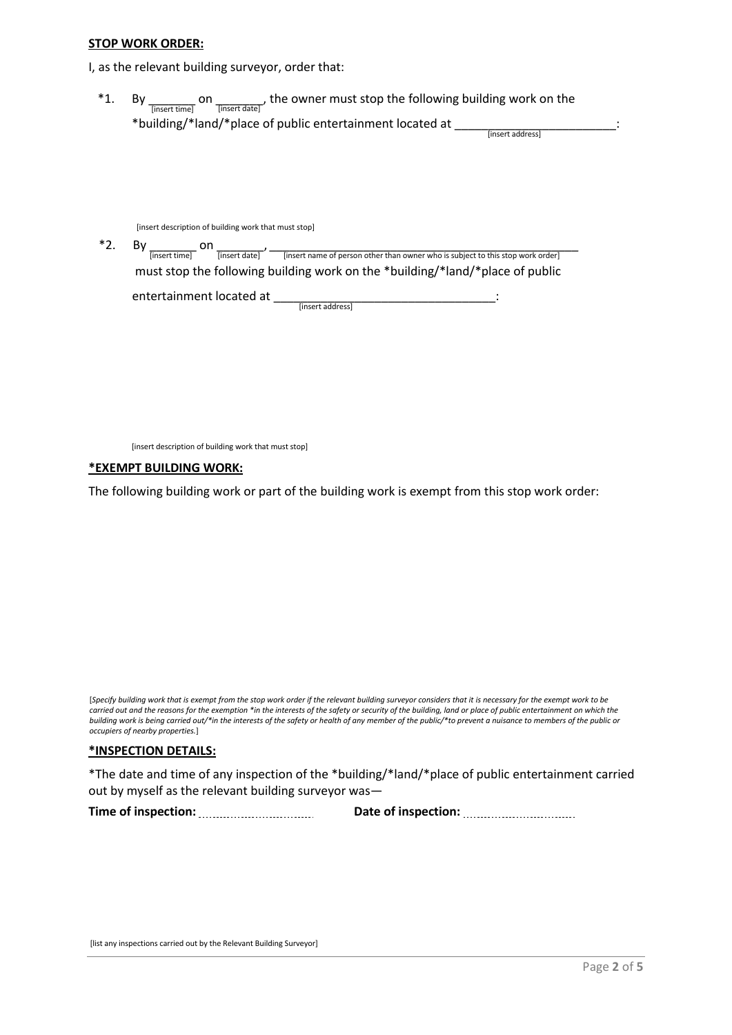**STOP WORK ORDER:**

I, as the relevant building surveyor, order that:

*1. By _______ [insert time] on _______ [insert date], the owner must stop the following building work on the *building/*land/*place of public entertainment located at _______________________ [insert address]:

[insert description of building work that must stop]

*2. By _______ [insert time] on _______ [insert date], _______________________ [insert name of person other than owner who is subject to this stop work order] must stop the following building work on the *building/*land/*place of public entertainment located at _______________________ [insert address]:

[insert description of building work that must stop]

**\*EXEMPT BUILDING WORK:**

The following building work or part of the building work is exempt from this stop work order:

[*Specify building work that is exempt from the stop work order if the relevant building surveyor considers that it is necessary for the exempt work to be carried out and the reasons for the exemption *in the interests of the safety or security of the building, land or place of public entertainment on which the building work is being carried out/*in the interests of the safety or health of any member of the public/*to prevent a nuisance to members of the public or occupiers of nearby properties.*]

**\*INSPECTION DETAILS:**

*The date and time of any inspection of the *building/*land/*place of public entertainment carried out by myself as the relevant building surveyor was—

**Time of inspection:** ....................................... **Date of inspection:** .......................................

[list any inspections carried out by the Relevant Building Surveyor]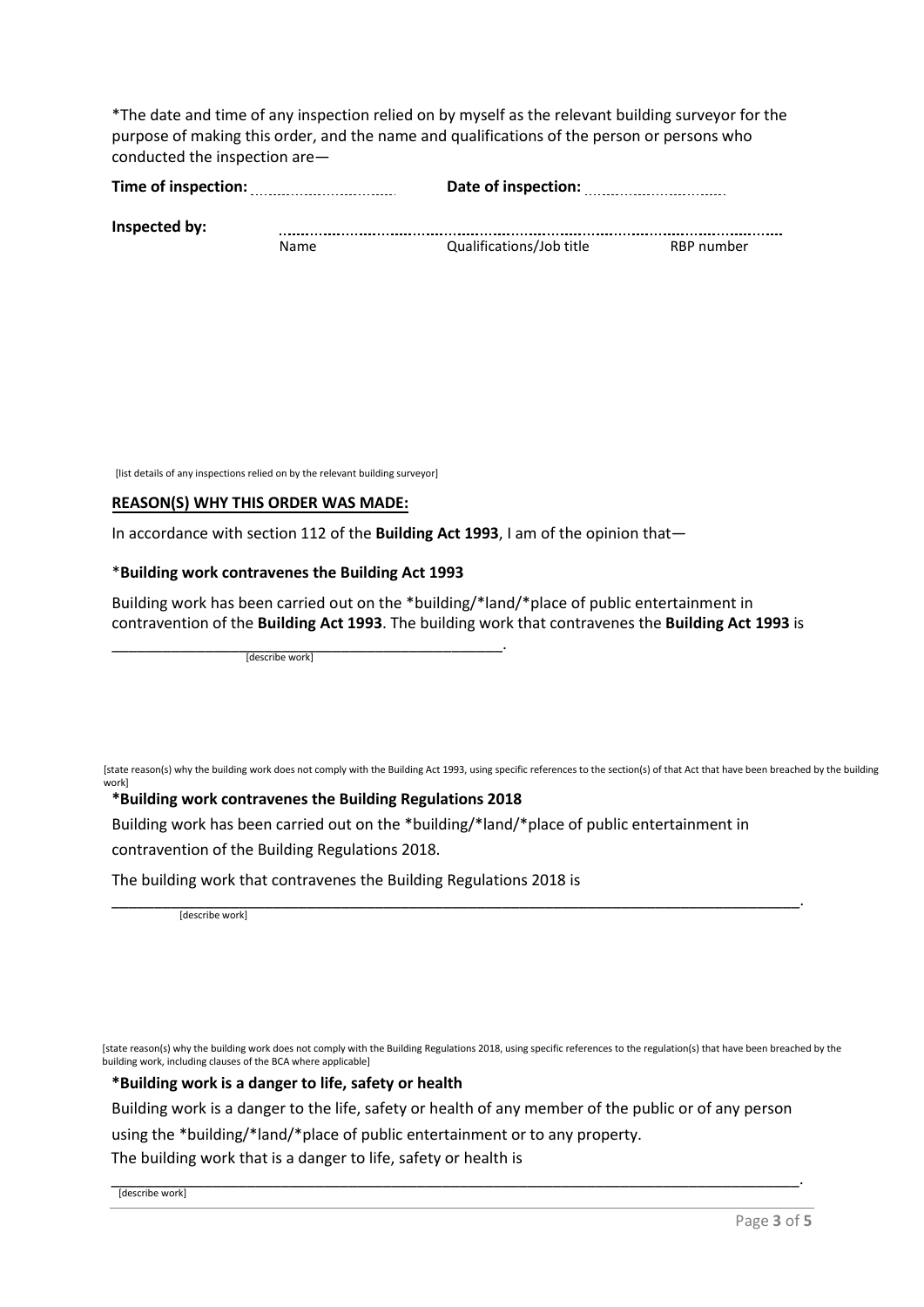*The date and time of any inspection relied on by myself as the relevant building surveyor for the purpose of making this order, and the name and qualifications of the person or persons who conducted the inspection are—

**Time of inspection:** .................................. **Date of inspection:** ..................................

**Inspected by:** ..................................................................................................................................

Name Qualifications/Job title RBP number

[list details of any inspections relied on by the relevant building surveyor]

**REASON(S) WHY THIS ORDER WAS MADE:**

In accordance with section 112 of the **Building Act 1993**, I am of the opinion that—

*__Building work contravenes the Building Act 1993__

Building work has been carried out on the *building/*land/*place of public entertainment in contravention of the **Building Act 1993**. The building work that contravenes the **Building Act 1993** is

_______________________________________________.
[describe work]

[state reason(s) why the building work does not comply with the Building Act 1993, using specific references to the section(s) of that Act that have been breached by the building work]

**\*Building work contravenes the Building Regulations 2018**

Building work has been carried out on the *building/*land/*place of public entertainment in contravention of the Building Regulations 2018.

The building work that contravenes the Building Regulations 2018 is

_________________________________________________________________________________.
[describe work]

[state reason(s) why the building work does not comply with the Building Regulations 2018, using specific references to the regulation(s) that have been breached by the building work, including clauses of the BCA where applicable]

**\*Building work is a danger to life, safety or health**

Building work is a danger to the life, safety or health of any member of the public or of any person using the *building/*land/*place of public entertainment or to any property.

The building work that is a danger to life, safety or health is

_________________________________________________________________________________.
[describe work]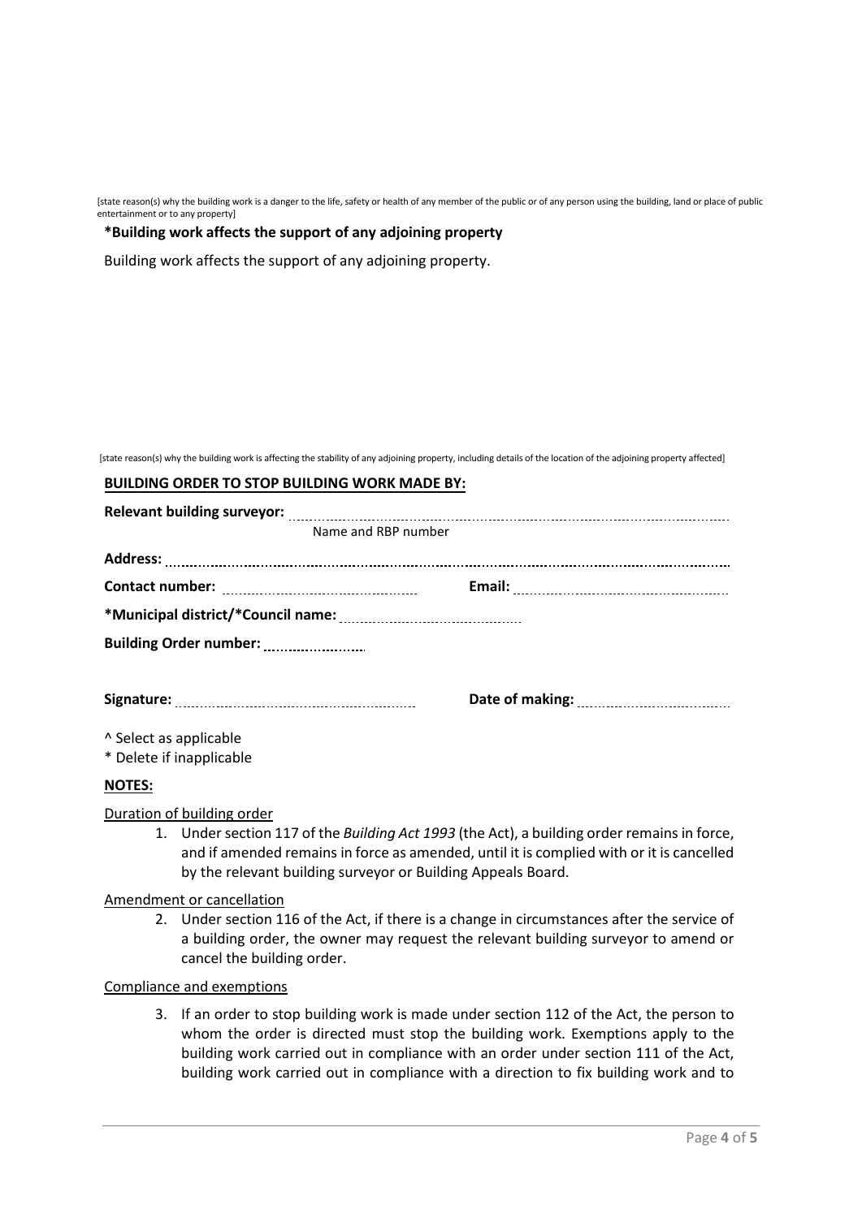[state reason(s) why the building work is a danger to the life, safety or health of any member of the public or of any person using the building, land or place of public entertainment or to any property]

**\*Building work affects the support of any adjoining property**

Building work affects the support of any adjoining property.

[state reason(s) why the building work is affecting the stability of any adjoining property, including details of the location of the adjoining property affected]

**BUILDING ORDER TO STOP BUILDING WORK MADE BY:**

**Relevant building surveyor:** ..................................................................................................
Name and RBP number

**Address:** ........................................................................................................................

**Contact number:** ........................................ **Email:** ........................................

**\*Municipal district/\*Council name:** ........................................

**Building Order number:** ....................

**Signature:** ........................................ **Date of making:** ........................................

^ Select as applicable
\* Delete if inapplicable

**NOTES:**

Duration of building order

1. Under section 117 of the *Building Act 1993* (the Act), a building order remains in force, and if amended remains in force as amended, until it is complied with or it is cancelled by the relevant building surveyor or Building Appeals Board.

Amendment or cancellation

2. Under section 116 of the Act, if there is a change in circumstances after the service of a building order, the owner may request the relevant building surveyor to amend or cancel the building order.

Compliance and exemptions

3. If an order to stop building work is made under section 112 of the Act, the person to whom the order is directed must stop the building work. Exemptions apply to the building work carried out in compliance with an order under section 111 of the Act, building work carried out in compliance with a direction to fix building work and to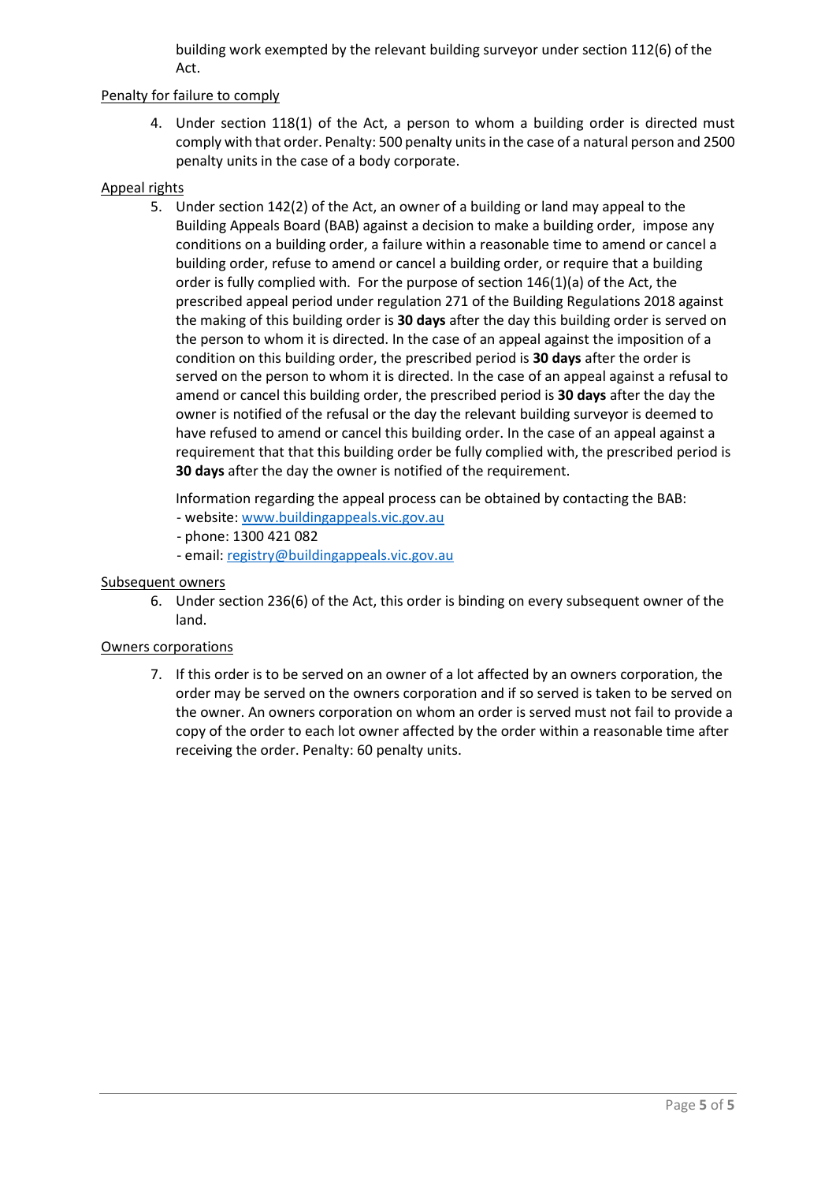building work exempted by the relevant building surveyor under section 112(6) of the Act.

Penalty for failure to comply

4. Under section 118(1) of the Act, a person to whom a building order is directed must comply with that order. Penalty: 500 penalty units in the case of a natural person and 2500 penalty units in the case of a body corporate.

Appeal rights

5. Under section 142(2) of the Act, an owner of a building or land may appeal to the Building Appeals Board (BAB) against a decision to make a building order, impose any conditions on a building order, a failure within a reasonable time to amend or cancel a building order, refuse to amend or cancel a building order, or require that a building order is fully complied with. For the purpose of section 146(1)(a) of the Act, the prescribed appeal period under regulation 271 of the Building Regulations 2018 against the making of this building order is **30 days** after the day this building order is served on the person to whom it is directed. In the case of an appeal against the imposition of a condition on this building order, the prescribed period is **30 days** after the order is served on the person to whom it is directed. In the case of an appeal against a refusal to amend or cancel this building order, the prescribed period is **30 days** after the day the owner is notified of the refusal or the day the relevant building surveyor is deemed to have refused to amend or cancel this building order. In the case of an appeal against a requirement that that this building order be fully complied with, the prescribed period is **30 days** after the day the owner is notified of the requirement.

   Information regarding the appeal process can be obtained by contacting the BAB:
   - website: [www.buildingappeals.vic.gov.au](http://www.buildingappeals.vic.gov.au)
   - phone: 1300 421 082
   - email: [registry@buildingappeals.vic.gov.au](mailto:registry@buildingappeals.vic.gov.au)

Subsequent owners

6. Under section 236(6) of the Act, this order is binding on every subsequent owner of the land.

Owners corporations

7. If this order is to be served on an owner of a lot affected by an owners corporation, the order may be served on the owners corporation and if so served is taken to be served on the owner. An owners corporation on whom an order is served must not fail to provide a copy of the order to each lot owner affected by the order within a reasonable time after receiving the order. Penalty: 60 penalty units.